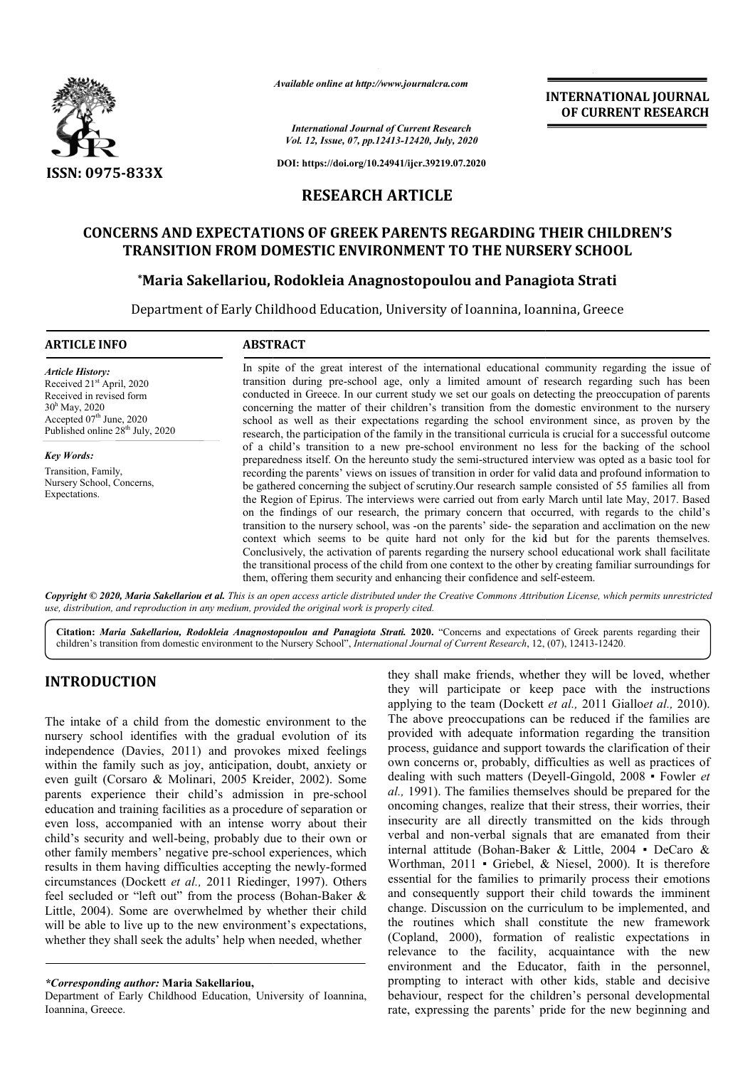*Available online at http://www.journalcra.com*

*International Journal of Current Research*
*Vol. 12, Issue, 07, pp.12413-12420, July, 2020*

**DOI: https://doi.org/10.24941/ijcr.39219.07.2020**

ISSN: 0975-833X

**INTERNATIONAL JOURNAL OF CURRENT RESEARCH**

## RESEARCH ARTICLE

# CONCERNS AND EXPECTATIONS OF GREEK PARENTS REGARDING THEIR CHILDREN'S TRANSITION FROM DOMESTIC ENVIRONMENT TO THE NURSERY SCHOOL

**\*Maria Sakellariou, Rodokleia Anagnostopoulou and Panagiota Strati**

Department of Early Childhood Education, University of Ioannina, Ioannina, Greece

### ARTICLE INFO

*Article History:*
Received 21st April, 2020
Received in revised form 30th May, 2020
Accepted 07th June, 2020
Published online 28th July, 2020

*Key Words:*
Transition, Family, Nursery School, Concerns, Expectations.

### ABSTRACT

In spite of the great interest of the international educational community regarding the issue of transition during pre-school age, only a limited amount of research regarding such has been conducted in Greece. In our current study we set our goals on detecting the preoccupation of parents concerning the matter of their children's transition from the domestic environment to the nursery school as well as their expectations regarding the school environment since, as proven by the research, the participation of the family in the transitional curricula is crucial for a successful outcome of a child's transition to a new pre-school environment no less for the backing of the school preparedness itself. On the hereunto study the semi-structured interview was opted as a basic tool for recording the parents' views on issues of transition in order for valid data and profound information to be gathered concerning the subject of scrutiny.Our research sample consisted of 55 families all from the Region of Epirus. The interviews were carried out from early March until late May, 2017. Based on the findings of our research, the primary concern that occurred, with regards to the child's transition to the nursery school, was -on the parents' side- the separation and acclimation on the new context which seems to be quite hard not only for the kid but for the parents themselves. Conclusively, the activation of parents regarding the nursery school educational work shall facilitate the transitional process of the child from one context to the other by creating familiar surroundings for them, offering them security and enhancing their confidence and self-esteem.

**Copyright © 2020, Maria Sakellariou et al.** *This is an open access article distributed under the Creative Commons Attribution License, which permits unrestricted use, distribution, and reproduction in any medium, provided the original work is properly cited.*

**Citation:** ***Maria Sakellariou, Rodokleia Anagnostopoulou and Panagiota Strati.*** **2020.** "Concerns and expectations of Greek parents regarding their children's transition from domestic environment to the Nursery School", *International Journal of Current Research*, 12, (07), 12413-12420.

## INTRODUCTION

The intake of a child from the domestic environment to the nursery school identifies with the gradual evolution of its independence (Davies, 2011) and provokes mixed feelings within the family such as joy, anticipation, doubt, anxiety or even guilt (Corsaro & Molinari, 2005 Kreider, 2002). Some parents experience their child's admission in pre-school education and training facilities as a procedure of separation or even loss, accompanied with an intense worry about their child's security and well-being, probably due to their own or other family members' negative pre-school experiences, which results in them having difficulties accepting the newly-formed circumstances (Dockett *et al.,* 2011 Riedinger, 1997). Others feel secluded or "left out" from the process (Bohan-Baker & Little, 2004). Some are overwhelmed by whether their child will be able to live up to the new environment's expectations, whether they shall seek the adults' help when needed, whether they shall make friends, whether they will be loved, whether they will participate or keep pace with the instructions applying to the team (Dockett *et al.,* 2011 Giallo*et al.,* 2010). The above preoccupations can be reduced if the families are provided with adequate information regarding the transition process, guidance and support towards the clarification of their own concerns or, probably, difficulties as well as practices of dealing with such matters (Deyell-Gingold, 2008 ▪ Fowler *et al.,* 1991). The families themselves should be prepared for the oncoming changes, realize that their stress, their worries, their insecurity are all directly transmitted on the kids through verbal and non-verbal signals that are emanated from their internal attitude (Bohan-Baker & Little, 2004 ▪ DeCaro & Worthman, 2011 ▪ Griebel, & Niesel, 2000). It is therefore essential for the families to primarily process their emotions and consequently support their child towards the imminent change. Discussion on the curriculum to be implemented, and the routines which shall constitute the new framework (Copland, 2000), formation of realistic expectations in relevance to the facility, acquaintance with the new environment and the Educator, faith in the personnel, prompting to interact with other kids, stable and decisive behaviour, respect for the children's personal developmental rate, expressing the parents' pride for the new beginning and

*\*Corresponding author:* **Maria Sakellariou,**
Department of Early Childhood Education, University of Ioannina, Ioannina, Greece.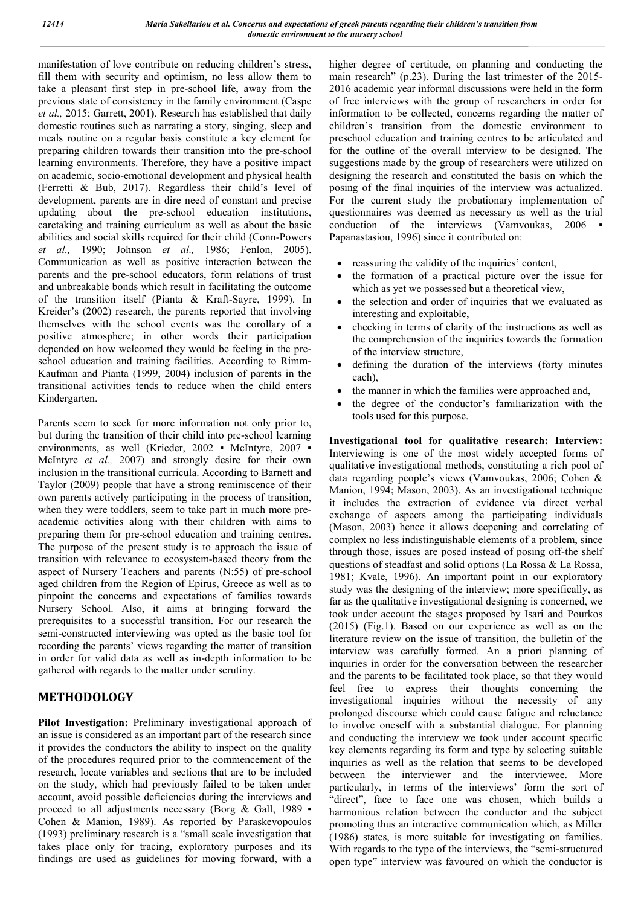manifestation of love contribute on reducing children's stress, fill them with security and optimism, no less allow them to take a pleasant first step in pre-school life, away from the previous state of consistency in the family environment (Caspe *et al.,* 2015; Garrett, 2001**)**. Research has established that daily domestic routines such as narrating a story, singing, sleep and meals routine on a regular basis constitute a key element for preparing children towards their transition into the pre-school learning environments. Therefore, they have a positive impact on academic, socio-emotional development and physical health (Ferretti & Bub, 2017). Regardless their child's level of development, parents are in dire need of constant and precise updating about the pre-school education institutions, caretaking and training curriculum as well as about the basic abilities and social skills required for their child (Conn-Powers *et al.,* 1990; Johnson *et al.,* 1986; Fenlon, 2005). Communication as well as positive interaction between the parents and the pre-school educators, form relations of trust and unbreakable bonds which result in facilitating the outcome of the transition itself (Pianta & Kraft-Sayre, 1999). In Kreider's (2002) research, the parents reported that involving themselves with the school events was the corollary of a positive atmosphere; in other words their participation depended on how welcomed they would be feeling in the pre-school education and training facilities. According to Rimm-Kaufman and Pianta (1999, 2004) inclusion of parents in the transitional activities tends to reduce when the child enters Kindergarten.

Parents seem to seek for more information not only prior to, but during the transition of their child into pre-school learning environments, as well (Krieder, 2002 ▪ McIntyre, 2007 ▪ McIntyre *et al.,* 2007) and strongly desire for their own inclusion in the transitional curricula. According to Barnett and Taylor (2009) people that have a strong reminiscence of their own parents actively participating in the process of transition, when they were toddlers, seem to take part in much more pre-academic activities along with their children with aims to preparing them for pre-school education and training centres. The purpose of the present study is to approach the issue of transition with relevance to ecosystem-based theory from the aspect of Nursery Teachers and parents (N:55) of pre-school aged children from the Region of Epirus, Greece as well as to pinpoint the concerns and expectations of families towards Nursery School. Also, it aims at bringing forward the prerequisites to a successful transition. For our research the semi-constructed interviewing was opted as the basic tool for recording the parents' views regarding the matter of transition in order for valid data as well as in-depth information to be gathered with regards to the matter under scrutiny.

# METHODOLOGY

**Pilot Investigation:** Preliminary investigational approach of an issue is considered as an important part of the research since it provides the conductors the ability to inspect on the quality of the procedures required prior to the commencement of the research, locate variables and sections that are to be included on the study, which had previously failed to be taken under account, avoid possible deficiencies during the interviews and proceed to all adjustments necessary (Borg & Gall, 1989 ▪ Cohen & Manion, 1989). As reported by Paraskevopoulos (1993) preliminary research is a "small scale investigation that takes place only for tracing, exploratory purposes and its findings are used as guidelines for moving forward, with a higher degree of certitude, on planning and conducting the main research" (p.23). During the last trimester of the 2015-2016 academic year informal discussions were held in the form of free interviews with the group of researchers in order for information to be collected, concerns regarding the matter of children's transition from the domestic environment to preschool education and training centres to be articulated and for the outline of the overall interview to be designed. The suggestions made by the group of researchers were utilized on designing the research and constituted the basis on which the posing of the final inquiries of the interview was actualized. For the current study the probationary implementation of questionnaires was deemed as necessary as well as the trial conduction of the interviews (Vamvoukas, 2006 ▪ Papanastasiou, 1996) since it contributed on:

- reassuring the validity of the inquiries' content,
- the formation of a practical picture over the issue for which as yet we possessed but a theoretical view,
- the selection and order of inquiries that we evaluated as interesting and exploitable,
- checking in terms of clarity of the instructions as well as the comprehension of the inquiries towards the formation of the interview structure,
- defining the duration of the interviews (forty minutes each),
- the manner in which the families were approached and,
- the degree of the conductor's familiarization with the tools used for this purpose.

**Investigational tool for qualitative research: Interview:** Interviewing is one of the most widely accepted forms of qualitative investigational methods, constituting a rich pool of data regarding people's views (Vamvoukas, 2006; Cohen & Manion, 1994; Mason, 2003). As an investigational technique it includes the extraction of evidence via direct verbal exchange of aspects among the participating individuals (Mason, 2003) hence it allows deepening and correlating of complex no less indistinguishable elements of a problem, since through those, issues are posed instead of posing off-the shelf questions of steadfast and solid options (La Rossa & La Rossa, 1981; Kvale, 1996). An important point in our exploratory study was the designing of the interview; more specifically, as far as the qualitative investigational designing is concerned, we took under account the stages proposed by Isari and Pourkos (2015) (Fig.1). Based on our experience as well as on the literature review on the issue of transition, the bulletin of the interview was carefully formed. An a priori planning of inquiries in order for the conversation between the researcher and the parents to be facilitated took place, so that they would feel free to express their thoughts concerning the investigational inquiries without the necessity of any prolonged discourse which could cause fatigue and reluctance to involve oneself with a substantial dialogue. For planning and conducting the interview we took under account specific key elements regarding its form and type by selecting suitable inquiries as well as the relation that seems to be developed between the interviewer and the interviewee. More particularly, in terms of the interviews' form the sort of "direct", face to face one was chosen, which builds a harmonious relation between the conductor and the subject promoting thus an interactive communication which, as Miller (1986) states, is more suitable for investigating on families. With regards to the type of the interviews, the "semi-structured open type" interview was favoured on which the conductor is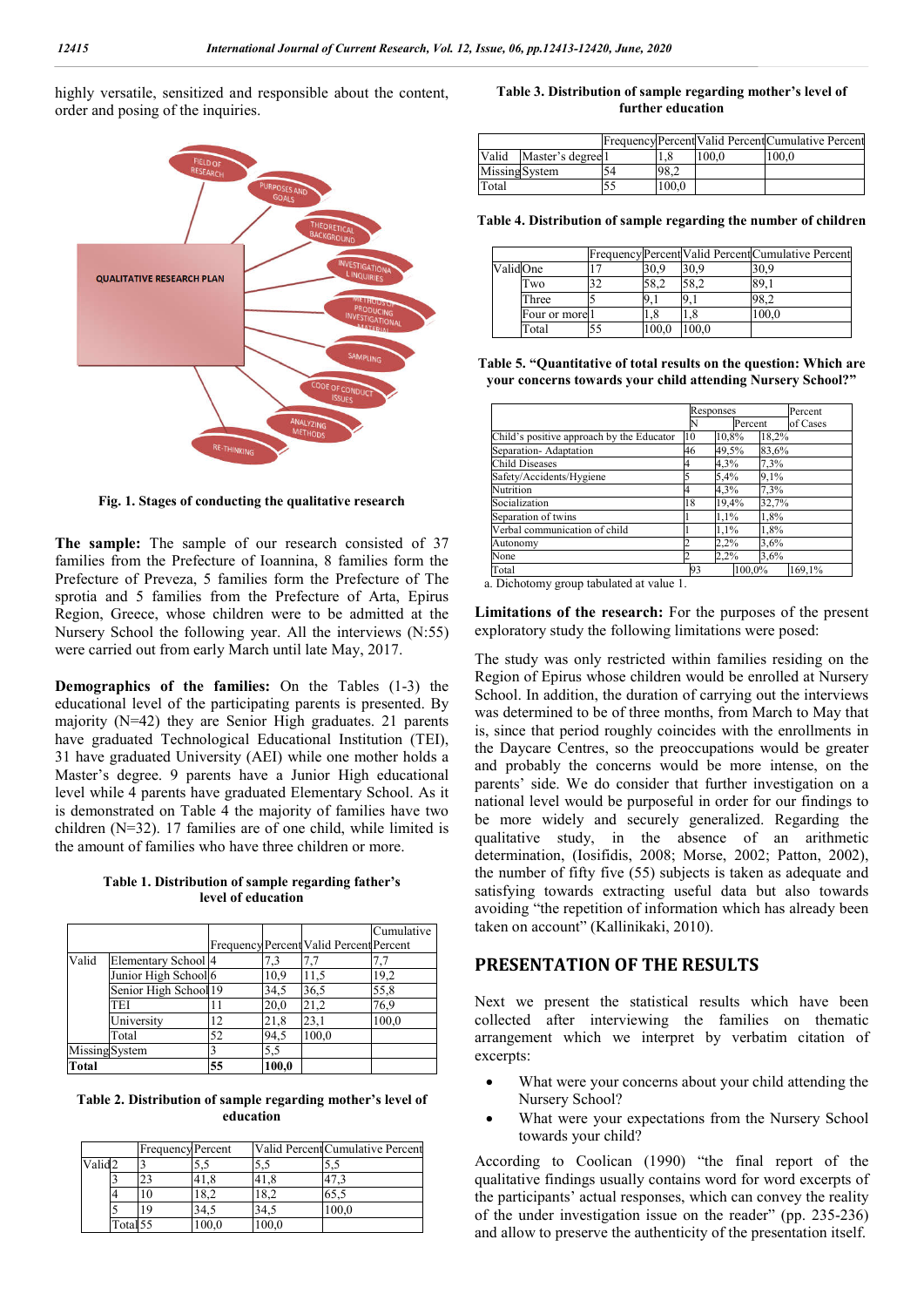highly versatile, sensitized and responsible about the content, order and posing of the inquiries.

Fig. 1. Stages of conducting the qualitative research

**The sample:** The sample of our research consisted of 37 families from the Prefecture of Ioannina, 8 families form the Prefecture of Preveza, 5 families form the Prefecture of The sprotia and 5 families from the Prefecture of Arta, Epirus Region, Greece, whose children were to be admitted at the Nursery School the following year. All the interviews (N:55) were carried out from early March until late May, 2017.

**Demographics of the families:** On the Tables (1-3) the educational level of the participating parents is presented. By majority (N=42) they are Senior High graduates. 21 parents have graduated Technological Educational Institution (TEI), 31 have graduated University (AEI) while one mother holds a Master's degree. 9 parents have a Junior High educational level while 4 parents have graduated Elementary School. As it is demonstrated on Table 4 the majority of families have two children (N=32). 17 families are of one child, while limited is the amount of families who have three children or more.

**Table 1. Distribution of sample regarding father's level of education**

| | | Frequency | Percent | Valid Percent | Cumulative Percent |
|---|---|---|---|---|---|
| Valid | Elementary School | 4 | 7,3 | 7,7 | 7,7 |
| | Junior High School | 6 | 10,9 | 11,5 | 19,2 |
| | Senior High School | 19 | 34,5 | 36,5 | 55,8 |
| | TEI | 11 | 20,0 | 21,2 | 76,9 |
| | University | 12 | 21,8 | 23,1 | 100,0 |
| | Total | 52 | 94,5 | 100,0 | |
| Missing | System | 3 | 5,5 | | |
| **Total** | | **55** | **100,0** | | |

**Table 2. Distribution of sample regarding mother's level of education**

| | | Frequency | Percent | Valid Percent | Cumulative Percent |
|---|---|---|---|---|---|
| Valid | 2 | 3 | 5,5 | 5,5 | 5,5 |
| | 3 | 23 | 41,8 | 41,8 | 47,3 |
| | 4 | 10 | 18,2 | 18,2 | 65,5 |
| | 5 | 19 | 34,5 | 34,5 | 100,0 |
| | Total | 55 | 100,0 | 100,0 | |

**Table 3. Distribution of sample regarding mother's level of further education**

| | | Frequency | Percent | Valid Percent | Cumulative Percent |
|---|---|---|---|---|---|
| Valid | Master's degree | 1 | 1,8 | 100,0 | 100,0 |
| Missing | System | 54 | 98,2 | | |
| Total | | 55 | 100,0 | | |

**Table 4. Distribution of sample regarding the number of children**

| | | Frequency | Percent | Valid Percent | Cumulative Percent |
|---|---|---|---|---|---|
| Valid | One | 17 | 30,9 | 30,9 | 30,9 |
| | Two | 32 | 58,2 | 58,2 | 89,1 |
| | Three | 5 | 9,1 | 9,1 | 98,2 |
| | Four or more | 1 | 1,8 | 1,8 | 100,0 |
| | Total | 55 | 100,0 | 100,0 | |

**Table 5. "Quantitative of total results on the question: Which are your concerns towards your child attending Nursery School?"**

| | Responses | | Percent of Cases |
|---|---|---|---|
| | N | Percent | |
| Child's positive approach by the Educator | 10 | 10,8% | 18,2% |
| Separation- Adaptation | 46 | 49,5% | 83,6% |
| Child Diseases | 4 | 4,3% | 7,3% |
| Safety/Accidents/Hygiene | 5 | 5,4% | 9,1% |
| Nutrition | 4 | 4,3% | 7,3% |
| Socialization | 18 | 19,4% | 32,7% |
| Separation of twins | 1 | 1,1% | 1,8% |
| Verbal communication of child | 1 | 1,1% | 1,8% |
| Autonomy | 2 | 2,2% | 3,6% |
| None | 2 | 2,2% | 3,6% |
| Total | 93 | 100,0% | 169,1% |

a. Dichotomy group tabulated at value 1.

**Limitations of the research:** For the purposes of the present exploratory study the following limitations were posed:

The study was only restricted within families residing on the Region of Epirus whose children would be enrolled at Nursery School. In addition, the duration of carrying out the interviews was determined to be of three months, from March to May that is, since that period roughly coincides with the enrollments in the Daycare Centres, so the preoccupations would be greater and probably the concerns would be more intense, on the parents' side. We do consider that further investigation on a national level would be purposeful in order for our findings to be more widely and securely generalized. Regarding the qualitative study, in the absence of an arithmetic determination, (Iosifidis, 2008; Morse, 2002; Patton, 2002), the number of fifty five (55) subjects is taken as adequate and satisfying towards extracting useful data but also towards avoiding "the repetition of information which has already been taken on account" (Kallinikaki, 2010).

## PRESENTATION OF THE RESULTS

Next we present the statistical results which have been collected after interviewing the families on thematic arrangement which we interpret by verbatim citation of excerpts:

- What were your concerns about your child attending the Nursery School?
- What were your expectations from the Nursery School towards your child?

According to Coolican (1990) "the final report of the qualitative findings usually contains word for word excerpts of the participants' actual responses, which can convey the reality of the under investigation issue on the reader" (pp. 235-236) and allow to preserve the authenticity of the presentation itself.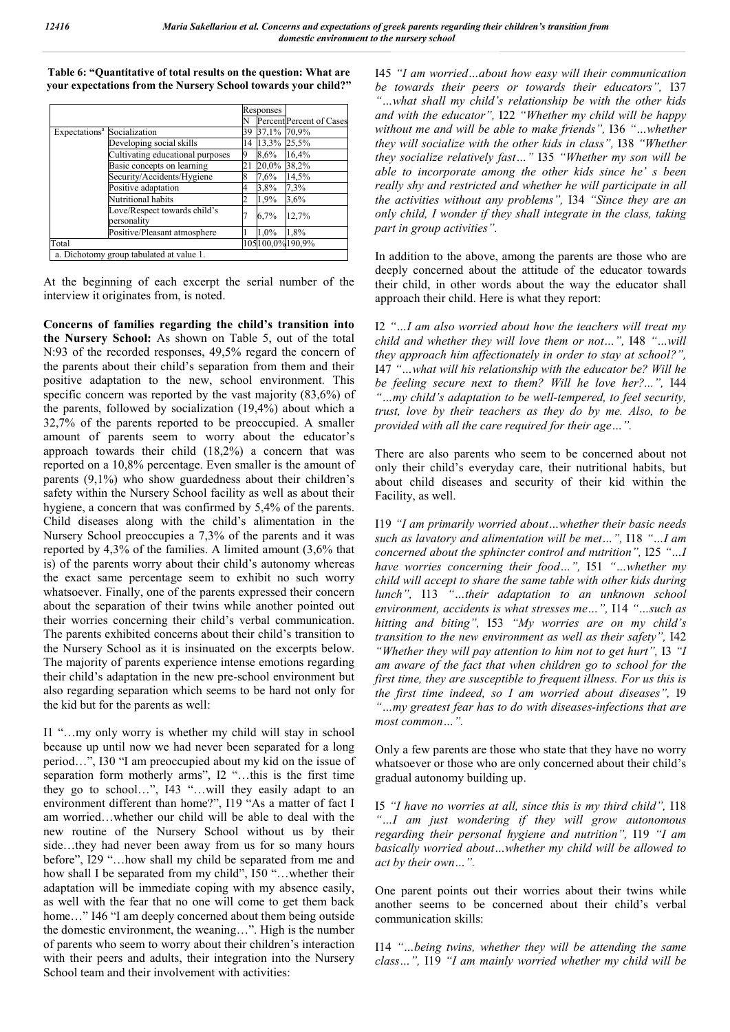**Table 6: "Quantitative of total results on the question: What are your expectations from the Nursery School towards your child?"**

| | | Responses | | |
|---|---|---|---|---|
| | | N | Percent | Percent of Cases |
| Expectations[a] | Socialization | 39 | 37,1% | 70,9% |
| | Developing social skills | 14 | 13,3% | 25,5% |
| | Cultivating educational purposes | 9 | 8,6% | 16,4% |
| | Basic concepts on learning | 21 | 20,0% | 38,2% |
| | Security/Accidents/Hygiene | 8 | 7,6% | 14,5% |
| | Positive adaptation | 4 | 3,8% | 7,3% |
| | Nutritional habits | 2 | 1,9% | 3,6% |
| | Love/Respect towards child's personality | 7 | 6,7% | 12,7% |
| | Positive/Pleasant atmosphere | 1 | 1,0% | 1,8% |
| Total | | 105 | 100,0% | 190,9% |

a. Dichotomy group tabulated at value 1.

At the beginning of each excerpt the serial number of the interview it originates from, is noted.

**Concerns of families regarding the child's transition into the Nursery School:** As shown on Table 5, out of the total N:93 of the recorded responses, 49,5% regard the concern of the parents about their child's separation from them and their positive adaptation to the new, school environment. This specific concern was reported by the vast majority (83,6%) of the parents, followed by socialization (19,4%) about which a 32,7% of the parents reported to be preoccupied. A smaller amount of parents seem to worry about the educator's approach towards their child (18,2%) a concern that was reported on a 10,8% percentage. Even smaller is the amount of parents (9,1%) who show guardedness about their children's safety within the Nursery School facility as well as about their hygiene, a concern that was confirmed by 5,4% of the parents. Child diseases along with the child's alimentation in the Nursery School preoccupies a 7,3% of the parents and it was reported by 4,3% of the families. A limited amount (3,6% that is) of the parents worry about their child's autonomy whereas the exact same percentage seem to exhibit no such worry whatsoever. Finally, one of the parents expressed their concern about the separation of their twins while another pointed out their worries concerning their child's verbal communication. The parents exhibited concerns about their child's transition to the Nursery School as it is insinuated on the excerpts below. The majority of parents experience intense emotions regarding their child's adaptation in the new pre-school environment but also regarding separation which seems to be hard not only for the kid but for the parents as well:

I1 "…my only worry is whether my child will stay in school because up until now we had never been separated for a long period…", I30 "I am preoccupied about my kid on the issue of separation form motherly arms", I2 "…this is the first time they go to school…", I43 "…will they easily adapt to an environment different than home?", I19 "As a matter of fact I am worried…whether our child will be able to deal with the new routine of the Nursery School without us by their side…they had never been away from us for so many hours before", I29 "…how shall my child be separated from me and how shall I be separated from my child", I50 "…whether their adaptation will be immediate coping with my absence easily, as well with the fear that no one will come to get them back home…" I46 "I am deeply concerned about them being outside the domestic environment, the weaning…". High is the number of parents who seem to worry about their children's interaction with their peers and adults, their integration into the Nursery School team and their involvement with activities:

I45 *"I am worried…about how easy will their communication be towards their peers or towards their educators",* I37 *"…what shall my child's relationship be with the other kids and with the educator",* I22 *"Whether my child will be happy without me and will be able to make friends",* I36 *"…whether they will socialize with the other kids in class",* I38 *"Whether they socialize relatively fast…"* I35 *"Whether my son will be able to incorporate among the other kids since he' s been really shy and restricted and whether he will participate in all the activities without any problems",* I34 *"Since they are an only child, I wonder if they shall integrate in the class, taking part in group activities".*

In addition to the above, among the parents are those who are deeply concerned about the attitude of the educator towards their child, in other words about the way the educator shall approach their child. Here is what they report:

I2 *"…I am also worried about how the teachers will treat my child and whether they will love them or not…",* I48 *"…will they approach him affectionately in order to stay at school?",* I47 *"…what will his relationship with the educator be? Will he be feeling secure next to them? Will he love her?...",* I44 *"…my child's adaptation to be well-tempered, to feel security, trust, love by their teachers as they do by me. Also, to be provided with all the care required for their age…".*

There are also parents who seem to be concerned about not only their child's everyday care, their nutritional habits, but about child diseases and security of their kid within the Facility, as well.

I19 *"I am primarily worried about…whether their basic needs such as lavatory and alimentation will be met…",* I18 *"…I am concerned about the sphincter control and nutrition",* I25 *"…I have worries concerning their food…",* I51 *"…whether my child will accept to share the same table with other kids during lunch",* I13 *"…their adaptation to an unknown school environment, accidents is what stresses me…",* I14 *"…such as hitting and biting",* I53 *"My worries are on my child's transition to the new environment as well as their safety",* I42 *"Whether they will pay attention to him not to get hurt",* I3 *"I am aware of the fact that when children go to school for the first time, they are susceptible to frequent illness. For us this is the first time indeed, so I am worried about diseases",* I9 *"…my greatest fear has to do with diseases-infections that are most common…".*

Only a few parents are those who state that they have no worry whatsoever or those who are only concerned about their child's gradual autonomy building up.

I5 *"I have no worries at all, since this is my third child",* I18 *"…I am just wondering if they will grow autonomous regarding their personal hygiene and nutrition",* I19 *"I am basically worried about…whether my child will be allowed to act by their own…".*

One parent points out their worries about their twins while another seems to be concerned about their child's verbal communication skills:

I14 *"…being twins, whether they will be attending the same class…",* I19 *"I am mainly worried whether my child will be*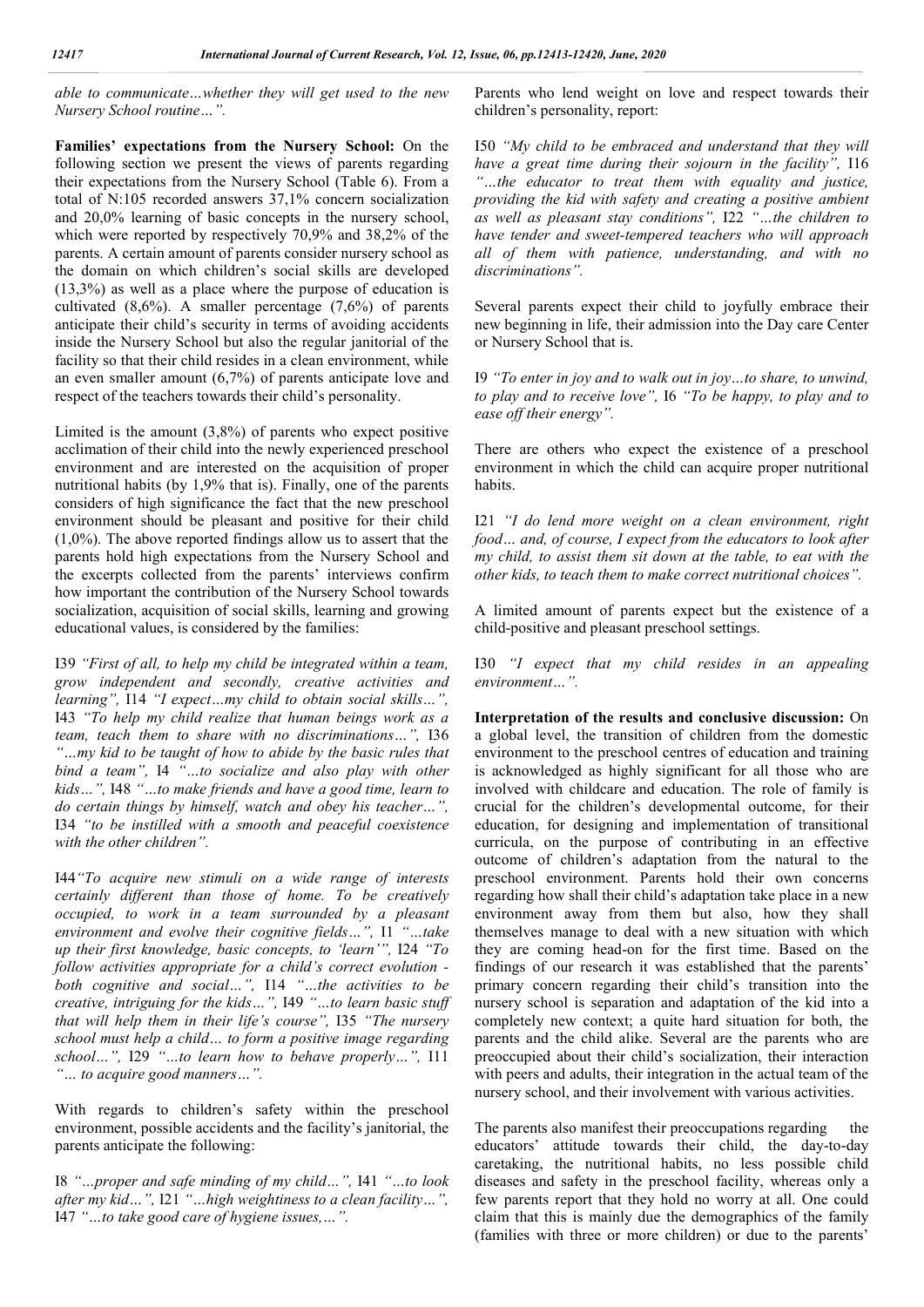*able to communicate…whether they will get used to the new Nursery School routine…".*

**Families' expectations from the Nursery School:** On the following section we present the views of parents regarding their expectations from the Nursery School (Table 6). From a total of N:105 recorded answers 37,1% concern socialization and 20,0% learning of basic concepts in the nursery school, which were reported by respectively 70,9% and 38,2% of the parents. A certain amount of parents consider nursery school as the domain on which children's social skills are developed (13,3%) as well as a place where the purpose of education is cultivated (8,6%). A smaller percentage (7,6%) of parents anticipate their child's security in terms of avoiding accidents inside the Nursery School but also the regular janitorial of the facility so that their child resides in a clean environment, while an even smaller amount (6,7%) of parents anticipate love and respect of the teachers towards their child's personality.

Limited is the amount (3,8%) of parents who expect positive acclimation of their child into the newly experienced preschool environment and are interested on the acquisition of proper nutritional habits (by 1,9% that is). Finally, one of the parents considers of high significance the fact that the new preschool environment should be pleasant and positive for their child (1,0%). The above reported findings allow us to assert that the parents hold high expectations from the Nursery School and the excerpts collected from the parents' interviews confirm how important the contribution of the Nursery School towards socialization, acquisition of social skills, learning and growing educational values, is considered by the families:

I39 *"First of all, to help my child be integrated within a team, grow independent and secondly, creative activities and learning",* I14 *"I expect…my child to obtain social skills…",* I43 *"To help my child realize that human beings work as a team, teach them to share with no discriminations…",* I36 *"…my kid to be taught of how to abide by the basic rules that bind a team",* I4 *"…to socialize and also play with other kids…",* I48 *"…to make friends and have a good time, learn to do certain things by himself, watch and obey his teacher…",* I34 *"to be instilled with a smooth and peaceful coexistence with the other children".*

I44*"To acquire new stimuli on a wide range of interests certainly different than those of home. To be creatively occupied, to work in a team surrounded by a pleasant environment and evolve their cognitive fields…",* I1 *"…take up their first knowledge, basic concepts, to 'learn'",* I24 *"To follow activities appropriate for a child's correct evolution - both cognitive and social…",* I14 *"…the activities to be creative, intriguing for the kids…",* I49 *"…to learn basic stuff that will help them in their life's course",* I35 *"The nursery school must help a child… to form a positive image regarding school…",* I29 *"…to learn how to behave properly…",* I11 *"… to acquire good manners…".*

With regards to children's safety within the preschool environment, possible accidents and the facility's janitorial, the parents anticipate the following:

I8 *"…proper and safe minding of my child…",* I41 *"…to look after my kid…",* I21 *"…high weightiness to a clean facility…",* I47 *"…to take good care of hygiene issues,…".*

Parents who lend weight on love and respect towards their children's personality, report:

I50 *"My child to be embraced and understand that they will have a great time during their sojourn in the facility",* I16 *"…the educator to treat them with equality and justice, providing the kid with safety and creating a positive ambient as well as pleasant stay conditions",* I22 *"…the children to have tender and sweet-tempered teachers who will approach all of them with patience, understanding, and with no discriminations".*

Several parents expect their child to joyfully embrace their new beginning in life, their admission into the Day care Center or Nursery School that is.

I9 *"To enter in joy and to walk out in joy…to share, to unwind, to play and to receive love",* I6 *"To be happy, to play and to ease off their energy".*

There are others who expect the existence of a preschool environment in which the child can acquire proper nutritional habits.

I21 *"I do lend more weight on a clean environment, right food… and, of course, I expect from the educators to look after my child, to assist them sit down at the table, to eat with the other kids, to teach them to make correct nutritional choices".*

A limited amount of parents expect but the existence of a child-positive and pleasant preschool settings.

I30 *"I expect that my child resides in an appealing environment…".*

**Interpretation of the results and conclusive discussion:** On a global level, the transition of children from the domestic environment to the preschool centres of education and training is acknowledged as highly significant for all those who are involved with childcare and education. The role of family is crucial for the children's developmental outcome, for their education, for designing and implementation of transitional curricula, on the purpose of contributing in an effective outcome of children's adaptation from the natural to the preschool environment. Parents hold their own concerns regarding how shall their child's adaptation take place in a new environment away from them but also, how they shall themselves manage to deal with a new situation with which they are coming head-on for the first time. Based on the findings of our research it was established that the parents' primary concern regarding their child's transition into the nursery school is separation and adaptation of the kid into a completely new context; a quite hard situation for both, the parents and the child alike. Several are the parents who are preoccupied about their child's socialization, their interaction with peers and adults, their integration in the actual team of the nursery school, and their involvement with various activities.

The parents also manifest their preoccupations regarding the educators' attitude towards their child, the day-to-day caretaking, the nutritional habits, no less possible child diseases and safety in the preschool facility, whereas only a few parents report that they hold no worry at all. One could claim that this is mainly due the demographics of the family (families with three or more children) or due to the parents'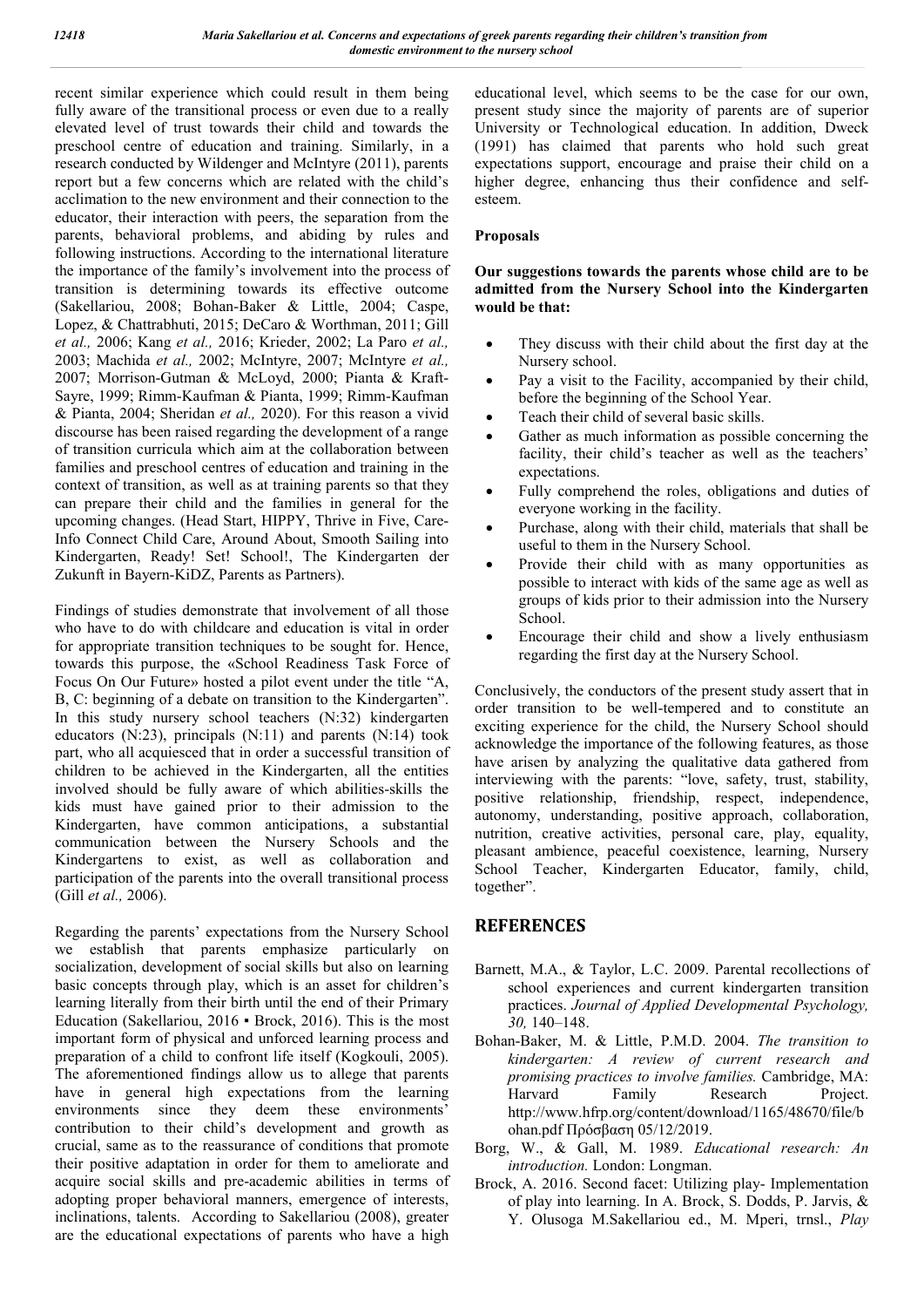recent similar experience which could result in them being fully aware of the transitional process or even due to a really elevated level of trust towards their child and towards the preschool centre of education and training. Similarly, in a research conducted by Wildenger and McIntyre (2011), parents report but a few concerns which are related with the child's acclimation to the new environment and their connection to the educator, their interaction with peers, the separation from the parents, behavioral problems, and abiding by rules and following instructions. According to the international literature the importance of the family's involvement into the process of transition is determining towards its effective outcome (Sakellariou, 2008; Bohan-Baker & Little, 2004; Caspe, Lopez, & Chattrabhuti, 2015; DeCaro & Worthman, 2011; Gill *et al.,* 2006; Kang *et al.,* 2016; Krieder, 2002; La Paro *et al.,* 2003; Machida *et al.,* 2002; McIntyre, 2007; McIntyre *et al.,* 2007; Morrison-Gutman & McLoyd, 2000; Pianta & Kraft-Sayre, 1999; Rimm-Kaufman & Pianta, 1999; Rimm-Kaufman & Pianta, 2004; Sheridan *et al.,* 2020). For this reason a vivid discourse has been raised regarding the development of a range of transition curricula which aim at the collaboration between families and preschool centres of education and training in the context of transition, as well as at training parents so that they can prepare their child and the families in general for the upcoming changes. (Head Start, HIPPY, Thrive in Five, Care-Info Connect Child Care, Around About, Smooth Sailing into Kindergarten, Ready! Set! School!, The Kindergarten der Zukunft in Bayern-KiDZ, Parents as Partners).

Findings of studies demonstrate that involvement of all those who have to do with childcare and education is vital in order for appropriate transition techniques to be sought for. Hence, towards this purpose, the «School Readiness Task Force of Focus On Our Future» hosted a pilot event under the title "A, B, C: beginning of a debate on transition to the Kindergarten". In this study nursery school teachers (N:32) kindergarten educators (N:23), principals (N:11) and parents (N:14) took part, who all acquiesced that in order a successful transition of children to be achieved in the Kindergarten, all the entities involved should be fully aware of which abilities-skills the kids must have gained prior to their admission to the Kindergarten, have common anticipations, a substantial communication between the Nursery Schools and the Kindergartens to exist, as well as collaboration and participation of the parents into the overall transitional process (Gill *et al.,* 2006).

Regarding the parents' expectations from the Nursery School we establish that parents emphasize particularly on socialization, development of social skills but also on learning basic concepts through play, which is an asset for children's learning literally from their birth until the end of their Primary Education (Sakellariou, 2016 ▪ Brock, 2016). This is the most important form of physical and unforced learning process and preparation of a child to confront life itself (Kogkouli, 2005). The aforementioned findings allow us to allege that parents have in general high expectations from the learning environments since they deem these environments' contribution to their child's development and growth as crucial, same as to the reassurance of conditions that promote their positive adaptation in order for them to ameliorate and acquire social skills and pre-academic abilities in terms of adopting proper behavioral manners, emergence of interests, inclinations, talents. According to Sakellariou (2008), greater are the educational expectations of parents who have a high educational level, which seems to be the case for our own, present study since the majority of parents are of superior University or Technological education. In addition, Dweck (1991) has claimed that parents who hold such great expectations support, encourage and praise their child on a higher degree, enhancing thus their confidence and self-esteem.

**Proposals**

**Our suggestions towards the parents whose child are to be admitted from the Nursery School into the Kindergarten would be that:**

- They discuss with their child about the first day at the Nursery school.
- Pay a visit to the Facility, accompanied by their child, before the beginning of the School Year.
- Teach their child of several basic skills.
- Gather as much information as possible concerning the facility, their child's teacher as well as the teachers' expectations.
- Fully comprehend the roles, obligations and duties of everyone working in the facility.
- Purchase, along with their child, materials that shall be useful to them in the Nursery School.
- Provide their child with as many opportunities as possible to interact with kids of the same age as well as groups of kids prior to their admission into the Nursery School.
- Encourage their child and show a lively enthusiasm regarding the first day at the Nursery School.

Conclusively, the conductors of the present study assert that in order transition to be well-tempered and to constitute an exciting experience for the child, the Nursery School should acknowledge the importance of the following features, as those have arisen by analyzing the qualitative data gathered from interviewing with the parents: "love, safety, trust, stability, positive relationship, friendship, respect, independence, autonomy, understanding, positive approach, collaboration, nutrition, creative activities, personal care, play, equality, pleasant ambience, peaceful coexistence, learning, Nursery School Teacher, Kindergarten Educator, family, child, together".

## REFERENCES

Barnett, M.A., & Taylor, L.C. 2009. Parental recollections of school experiences and current kindergarten transition practices. *Journal of Applied Developmental Psychology, 30,* 140–148.

Bohan-Baker, M. & Little, P.M.D. 2004. *The transition to kindergarten: A review of current research and promising practices to involve families.* Cambridge, MA: Harvard Family Research Project. http://www.hfrp.org/content/download/1165/48670/file/bohan.pdf Πρόσβαση 05/12/2019.

Borg, W., & Gall, M. 1989. *Educational research: An introduction.* London: Longman.

Brock, A. 2016. Second facet: Utilizing play- Implementation of play into learning. In A. Brock, S. Dodds, P. Jarvis, & Y. Olusoga M.Sakellariou ed., M. Mperi, trnsl., *Play*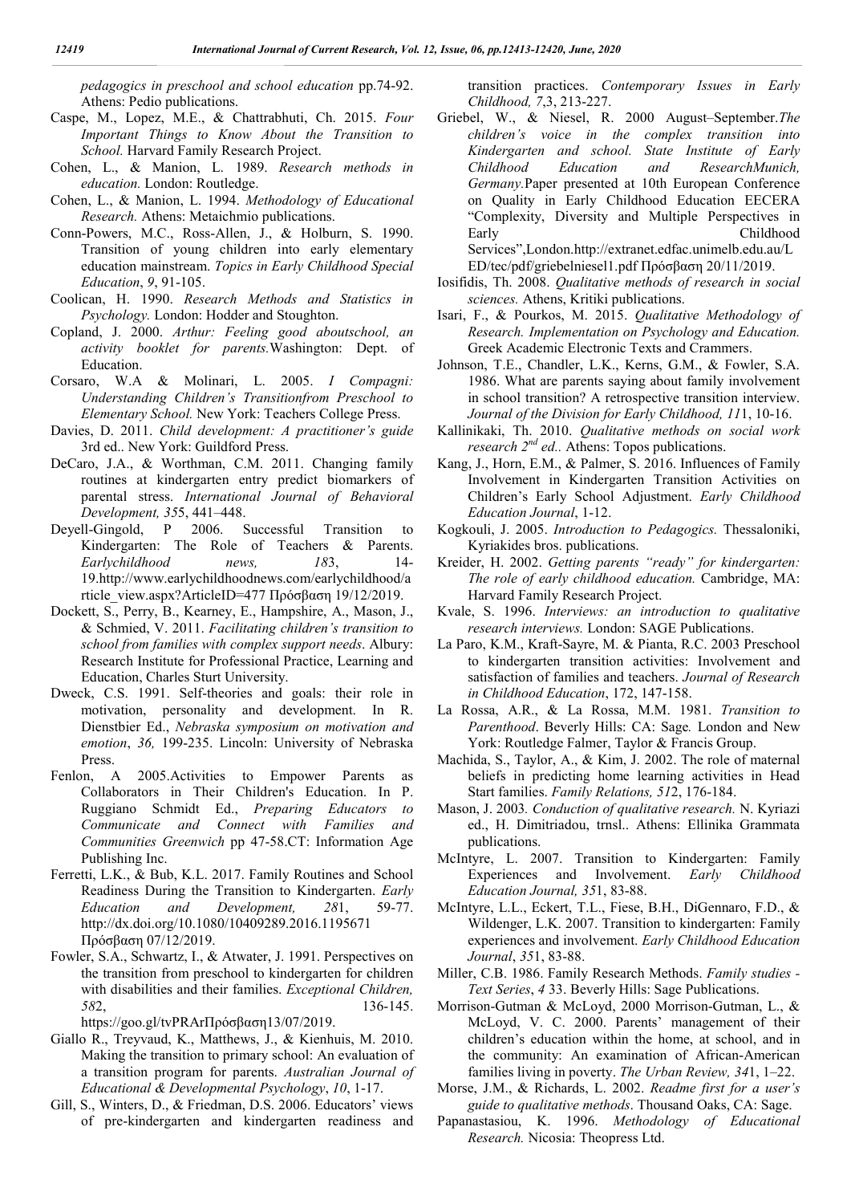*pedagogics in preschool and school education* pp.74-92. Athens: Pedio publications.

Caspe, M., Lopez, M.E., & Chattrabhuti, Ch. 2015. *Four Important Things to Know About the Transition to School.* Harvard Family Research Project.

Cohen, L., & Manion, L. 1989. *Research methods in education.* London: Routledge.

Cohen, L., & Manion, L. 1994. *Methodology of Educational Research.* Athens: Metaichmio publications.

Conn-Powers, M.C., Ross-Allen, J., & Holburn, S. 1990. Transition of young children into early elementary education mainstream. *Topics in Early Childhood Special Education*, *9*, 91-105.

Coolican, H. 1990. *Research Methods and Statistics in Psychology.* London: Hodder and Stoughton.

Copland, J. 2000. *Arthur: Feeling good aboutschool, an activity booklet for parents.*Washington: Dept. of Education.

Corsaro, W.A & Molinari, L. 2005. *I Compagni: Understanding Children's Transitionfrom Preschool to Elementary School.* New York: Teachers College Press.

Davies, D. 2011. *Child development: A practitioner's guide* 3rd ed.. New York: Guildford Press.

DeCaro, J.A., & Worthman, C.M. 2011. Changing family routines at kindergarten entry predict biomarkers of parental stress. *International Journal of Behavioral Development, 35*5, 441–448.

Deyell-Gingold, P 2006. Successful Transition to Kindergarten: The Role of Teachers & Parents. *Earlychildhood news, 18*3, 14-19.http://www.earlychildhoodnews.com/earlychildhood/article_view.aspx?ArticleID=477 Πρόσβαση 19/12/2019.

Dockett, S., Perry, B., Kearney, E., Hampshire, A., Mason, J., & Schmied, V. 2011. *Facilitating children's transition to school from families with complex support needs*. Albury: Research Institute for Professional Practice, Learning and Education, Charles Sturt University.

Dweck, C.S. 1991. Self-theories and goals: their role in motivation, personality and development. In R. Dienstbier Ed., *Nebraska symposium on motivation and emotion*, *36,* 199-235. Lincoln: University of Nebraska Press.

Fenlon, A 2005.Activities to Empower Parents as Collaborators in Their Children's Education. In P. Ruggiano Schmidt Ed., *Preparing Educators to Communicate and Connect with Families and Communities Greenwich* pp 47-58.CT: Information Age Publishing Inc.

Ferretti, L.K., & Bub, K.L. 2017. Family Routines and School Readiness During the Transition to Kindergarten. *Early Education and Development, 28*1, 59-77. http://dx.doi.org/10.1080/10409289.2016.1195671 Πρόσβαση 07/12/2019.

Fowler, S.A., Schwartz, I., & Atwater, J. 1991. Perspectives on the transition from preschool to kindergarten for children with disabilities and their families. *Exceptional Children, 58*2, 136-145. https://goo.gl/tvPRArΠρόσβαση13/07/2019.

Giallo R., Treyvaud, K., Matthews, J., & Kienhuis, M. 2010. Making the transition to primary school: An evaluation of a transition program for parents*. Australian Journal of Educational & Developmental Psychology*, *10*, 1-17.

Gill, S., Winters, D., & Friedman, D.S. 2006. Educators' views of pre-kindergarten and kindergarten readiness and transition practices. *Contemporary Issues in Early Childhood, 7*,3, 213-227.

Griebel, W., & Niesel, R. 2000 August–September.*The children's voice in the complex transition into Kindergarten and school. State Institute of Early Childhood Education and ResearchMunich, Germany.*Paper presented at 10th European Conference on Quality in Early Childhood Education EECERA "Complexity, Diversity and Multiple Perspectives in Early Childhood Services",London.http://extranet.edfac.unimelb.edu.au/LED/tec/pdf/griebelniesel1.pdf Πρόσβαση 20/11/2019.

Iosifidis, Th. 2008. *Qualitative methods of research in social sciences.* Athens, Kritiki publications.

Isari, F., & Pourkos, M. 2015. *Qualitative Methodology of Research. Implementation on Psychology and Education.* Greek Academic Electronic Texts and Crammers.

Johnson, T.E., Chandler, L.K., Kerns, G.M., & Fowler, S.A. 1986. What are parents saying about family involvement in school transition? A retrospective transition interview. *Journal of the Division for Early Childhood, 11*1, 10-16.

Kallinikaki, Th. 2010. *Qualitative methods on social work research 2nd ed..* Athens: Topos publications.

Kang, J., Horn, E.M., & Palmer, S. 2016. Influences of Family Involvement in Kindergarten Transition Activities on Children's Early School Adjustment. *Early Childhood Education Journal*, 1-12.

Kogkouli, J. 2005. *Introduction to Pedagogics.* Thessaloniki, Kyriakides bros. publications.

Kreider, H. 2002. *Getting parents "ready" for kindergarten: The role of early childhood education.* Cambridge, MA: Harvard Family Research Project.

Kvale, S. 1996. *Interviews: an introduction to qualitative research interviews.* London: SAGE Publications.

La Paro, K.M., Kraft-Sayre, M. & Pianta, R.C. 2003 Preschool to kindergarten transition activities: Involvement and satisfaction of families and teachers. *Journal of Research in Childhood Education*, 172, 147-158.

La Rossa, A.R., & La Rossa, M.M. 1981. *Transition to Parenthood*. Beverly Hills: CA: Sage*.* London and New York: Routledge Falmer, Taylor & Francis Group.

Machida, S., Taylor, A., & Kim, J. 2002. The role of maternal beliefs in predicting home learning activities in Head Start families. *Family Relations, 51*2, 176-184.

Mason, J. 2003*. Conduction of qualitative research.* N. Kyriazi ed., H. Dimitriadou, trnsl.. Athens: Ellinika Grammata publications.

McIntyre, L. 2007. Transition to Kindergarten: Family Experiences and Involvement. *Early Childhood Education Journal, 35*1, 83-88.

McIntyre, L.L., Eckert, T.L., Fiese, B.H., DiGennaro, F.D., & Wildenger, L.K. 2007. Transition to kindergarten: Family experiences and involvement. *Early Childhood Education Journal*, *35*1, 83-88.

Miller, C.B. 1986. Family Research Methods. *Family studies - Text Series*, *4* 33. Beverly Hills: Sage Publications.

Morrison-Gutman & McLoyd, 2000 Morrison-Gutman, L., & McLoyd, V. C. 2000. Parents' management of their children's education within the home, at school, and in the community: An examination of African-American families living in poverty. *The Urban Review, 34*1, 1–22.

Morse, J.M., & Richards, L. 2002. *Readme first for a user's guide to qualitative methods*. Thousand Oaks, CA: Sage.

Papanastasiou, K. 1996. *Methodology of Educational Research.* Nicosia: Theopress Ltd.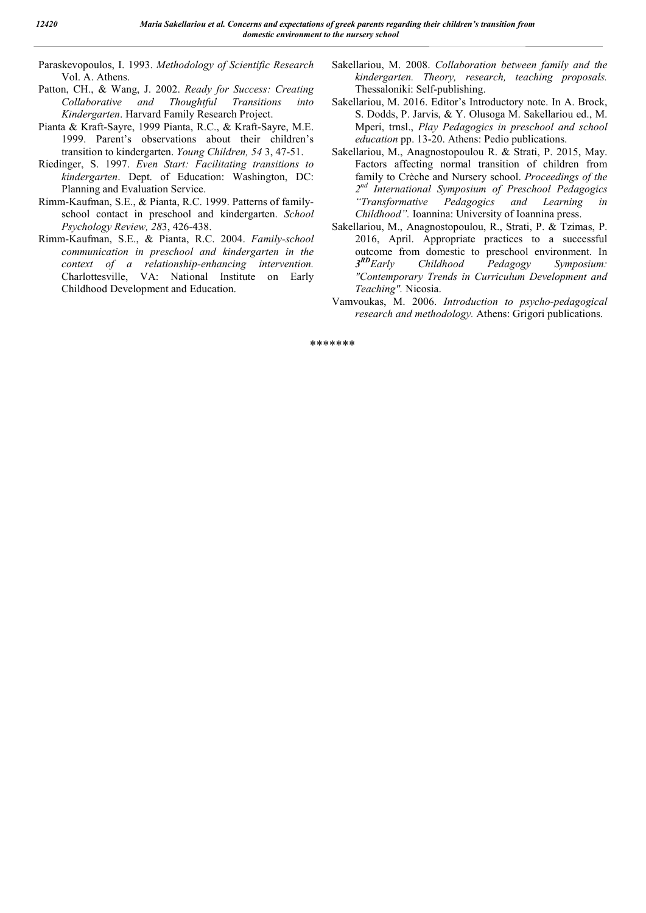Paraskevopoulos, I. 1993. *Methodology of Scientific Research* Vol. A. Athens.

Patton, CH., & Wang, J. 2002. *Ready for Success: Creating Collaborative and Thoughtful Transitions into Kindergarten*. Harvard Family Research Project.

Pianta & Kraft-Sayre, 1999 Pianta, R.C., & Kraft-Sayre, M.E. 1999. Parent's observations about their children's transition to kindergarten. *Young Children, 54* 3, 47-51.

Riedinger, S. 1997. *Even Start: Facilitating transitions to kindergarten*. Dept. of Education: Washington, DC: Planning and Evaluation Service.

Rimm-Kaufman, S.E., & Pianta, R.C. 1999. Patterns of family-school contact in preschool and kindergarten. *School Psychology Review, 28*3, 426-438.

Rimm-Kaufman, S.E., & Pianta, R.C. 2004. *Family-school communication in preschool and kindergarten in the context of a relationship-enhancing intervention.* Charlottesville, VA: National Institute on Early Childhood Development and Education.

Sakellariou, M. 2008. *Collaboration between family and the kindergarten. Theory, research, teaching proposals.* Thessaloniki: Self-publishing.

Sakellariou, M. 2016. Editor's Introductory note. In A. Brock, S. Dodds, P. Jarvis, & Y. Olusoga M. Sakellariou ed., M. Mperi, trnsl., *Play Pedagogics in preschool and school education* pp. 13-20. Athens: Pedio publications.

Sakellariou, M., Anagnostopoulou R. & Strati, P. 2015, May. Factors affecting normal transition of children from family to Crèche and Nursery school. *Proceedings of the 2nd International Symposium of Preschool Pedagogics "Transformative Pedagogics and Learning in Childhood".* Ioannina: University of Ioannina press.

Sakellariou, M., Anagnostopoulou, R., Strati, P. & Tzimas, P. 2016, April. Appropriate practices to a successful outcome from domestic to preschool environment. In *3RD Early Childhood Pedagogy Symposium: "Contemporary Trends in Curriculum Development and Teaching".* Nicosia.

Vamvoukas, M. 2006. *Introduction to psycho-pedagogical research and methodology.* Athens: Grigori publications.

*******